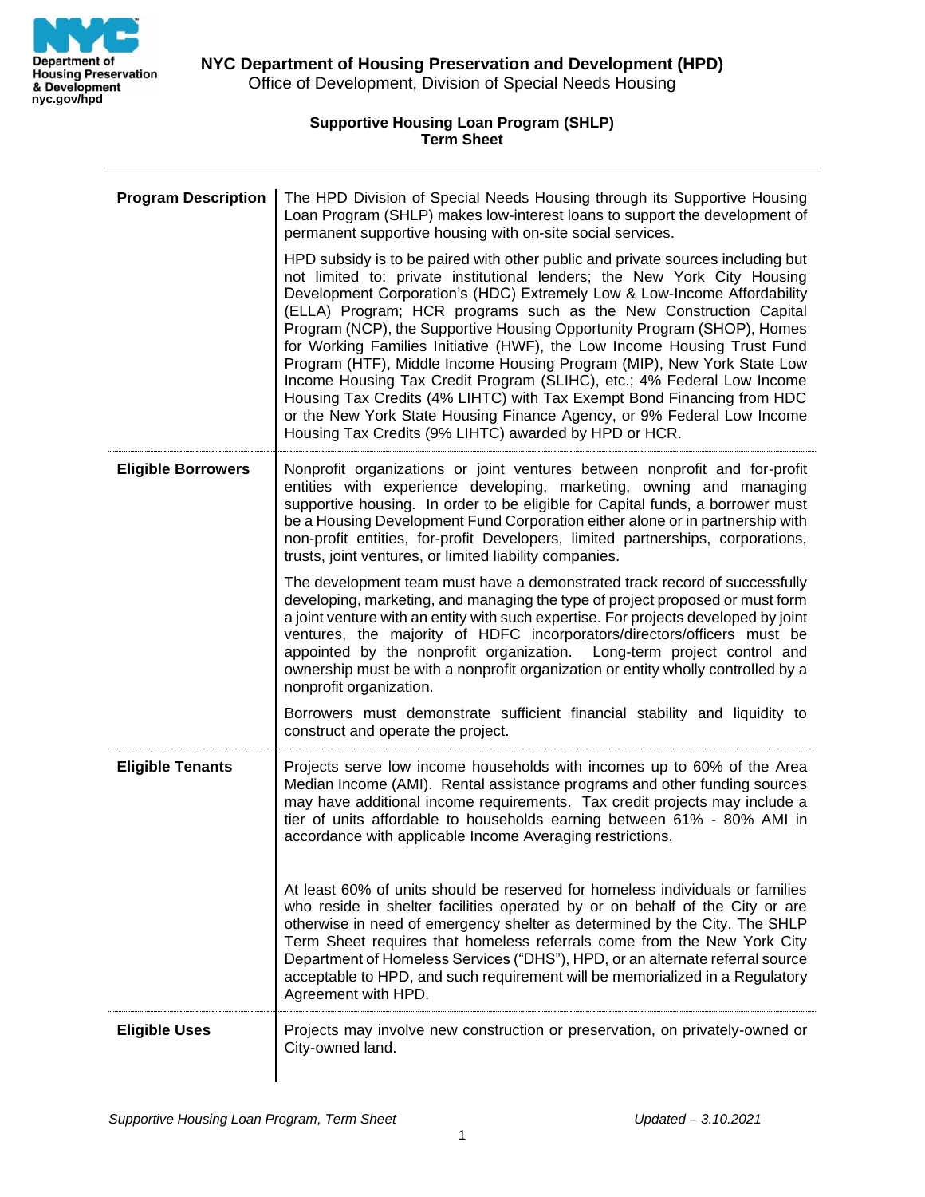**NYC Department of Housing Preservation and Development (HPD)**
Office of Development, Division of Special Needs Housing

**Supportive Housing Loan Program (SHLP)**
**Term Sheet**

---

| | |
|---|---|
| **Program Description** | The HPD Division of Special Needs Housing through its Supportive Housing Loan Program (SHLP) makes low-interest loans to support the development of permanent supportive housing with on-site social services.<br><br>HPD subsidy is to be paired with other public and private sources including but not limited to: private institutional lenders; the New York City Housing Development Corporation's (HDC) Extremely Low & Low-Income Affordability (ELLA) Program; HCR programs such as the New Construction Capital Program (NCP), the Supportive Housing Opportunity Program (SHOP), Homes for Working Families Initiative (HWF), the Low Income Housing Trust Fund Program (HTF), Middle Income Housing Program (MIP), New York State Low Income Housing Tax Credit Program (SLIHC), etc.; 4% Federal Low Income Housing Tax Credits (4% LIHTC) with Tax Exempt Bond Financing from HDC or the New York State Housing Finance Agency, or 9% Federal Low Income Housing Tax Credits (9% LIHTC) awarded by HPD or HCR. |
| **Eligible Borrowers** | Nonprofit organizations or joint ventures between nonprofit and for-profit entities with experience developing, marketing, owning and managing supportive housing. In order to be eligible for Capital funds, a borrower must be a Housing Development Fund Corporation either alone or in partnership with non-profit entities, for-profit Developers, limited partnerships, corporations, trusts, joint ventures, or limited liability companies.<br><br>The development team must have a demonstrated track record of successfully developing, marketing, and managing the type of project proposed or must form a joint venture with an entity with such expertise. For projects developed by joint ventures, the majority of HDFC incorporators/directors/officers must be appointed by the nonprofit organization. Long-term project control and ownership must be with a nonprofit organization or entity wholly controlled by a nonprofit organization.<br><br>Borrowers must demonstrate sufficient financial stability and liquidity to construct and operate the project. |
| **Eligible Tenants** | Projects serve low income households with incomes up to 60% of the Area Median Income (AMI). Rental assistance programs and other funding sources may have additional income requirements. Tax credit projects may include a tier of units affordable to households earning between 61% - 80% AMI in accordance with applicable Income Averaging restrictions.<br><br>At least 60% of units should be reserved for homeless individuals or families who reside in shelter facilities operated by or on behalf of the City or are otherwise in need of emergency shelter as determined by the City. The SHLP Term Sheet requires that homeless referrals come from the New York City Department of Homeless Services ("DHS"), HPD, or an alternate referral source acceptable to HPD, and such requirement will be memorialized in a Regulatory Agreement with HPD. |
| **Eligible Uses** | Projects may involve new construction or preservation, on privately-owned or City-owned land. |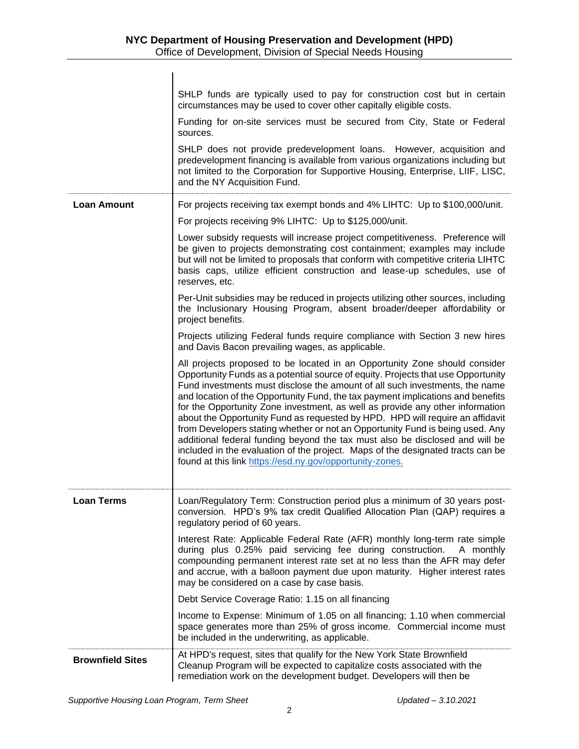| | |
|---|---|
| | SHLP funds are typically used to pay for construction cost but in certain circumstances may be used to cover other capitally eligible costs.<br><br>Funding for on-site services must be secured from City, State or Federal sources.<br><br>SHLP does not provide predevelopment loans. However, acquisition and predevelopment financing is available from various organizations including but not limited to the Corporation for Supportive Housing, Enterprise, LIIF, LISC, and the NY Acquisition Fund. |
| **Loan Amount** | For projects receiving tax exempt bonds and 4% LIHTC: Up to $100,000/unit.<br><br>For projects receiving 9% LIHTC: Up to $125,000/unit.<br><br>Lower subsidy requests will increase project competitiveness. Preference will be given to projects demonstrating cost containment; examples may include but will not be limited to proposals that conform with competitive criteria LIHTC basis caps, utilize efficient construction and lease-up schedules, use of reserves, etc.<br><br>Per-Unit subsidies may be reduced in projects utilizing other sources, including the Inclusionary Housing Program, absent broader/deeper affordability or project benefits.<br><br>Projects utilizing Federal funds require compliance with Section 3 new hires and Davis Bacon prevailing wages, as applicable.<br><br>All projects proposed to be located in an Opportunity Zone should consider Opportunity Funds as a potential source of equity. Projects that use Opportunity Fund investments must disclose the amount of all such investments, the name and location of the Opportunity Fund, the tax payment implications and benefits for the Opportunity Zone investment, as well as provide any other information about the Opportunity Fund as requested by HPD. HPD will require an affidavit from Developers stating whether or not an Opportunity Fund is being used. Any additional federal funding beyond the tax must also be disclosed and will be included in the evaluation of the project. Maps of the designated tracts can be found at this link https://esd.ny.gov/opportunity-zones. |
| **Loan Terms** | Loan/Regulatory Term: Construction period plus a minimum of 30 years post-conversion. HPD's 9% tax credit Qualified Allocation Plan (QAP) requires a regulatory period of 60 years.<br><br>Interest Rate: Applicable Federal Rate (AFR) monthly long-term rate simple during plus 0.25% paid servicing fee during construction. A monthly compounding permanent interest rate set at no less than the AFR may defer and accrue, with a balloon payment due upon maturity. Higher interest rates may be considered on a case by case basis.<br><br>Debt Service Coverage Ratio: 1.15 on all financing<br><br>Income to Expense: Minimum of 1.05 on all financing; 1.10 when commercial space generates more than 25% of gross income. Commercial income must be included in the underwriting, as applicable. |
| **Brownfield Sites** | At HPD's request, sites that qualify for the New York State Brownfield Cleanup Program will be expected to capitalize costs associated with the remediation work on the development budget. Developers will then be |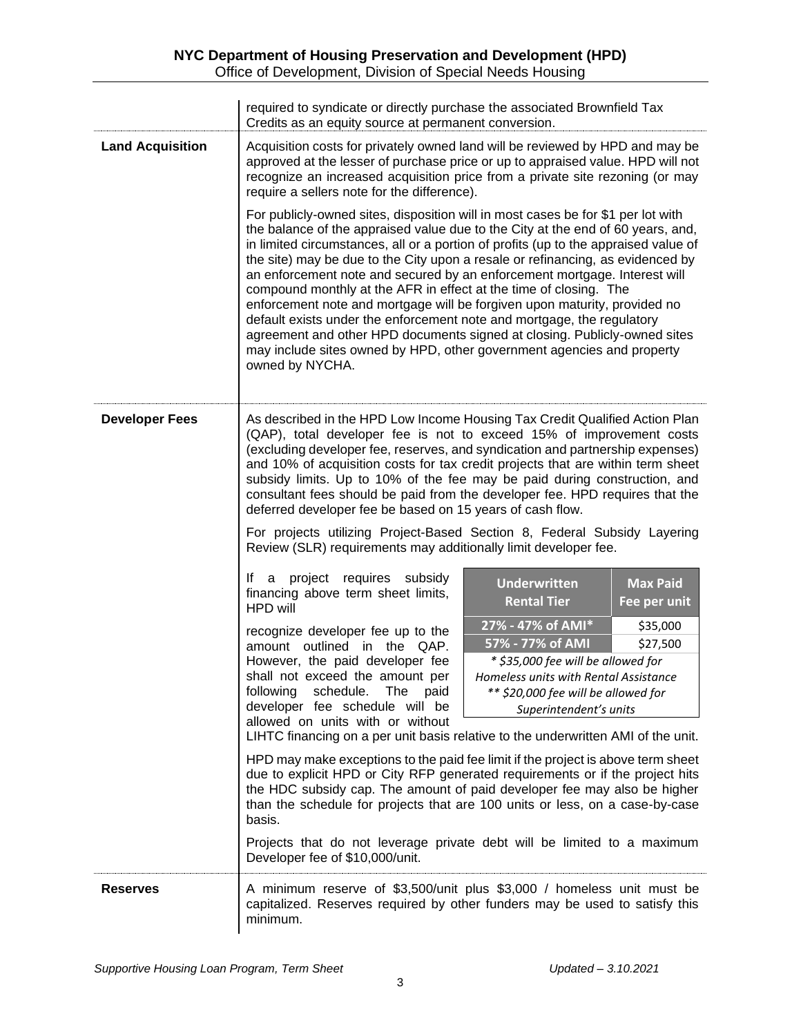required to syndicate or directly purchase the associated Brownfield Tax Credits as an equity source at permanent conversion.

**Land Acquisition**

Acquisition costs for privately owned land will be reviewed by HPD and may be approved at the lesser of purchase price or up to appraised value. HPD will not recognize an increased acquisition price from a private site rezoning (or may require a sellers note for the difference).

For publicly-owned sites, disposition will in most cases be for $1 per lot with the balance of the appraised value due to the City at the end of 60 years, and, in limited circumstances, all or a portion of profits (up to the appraised value of the site) may be due to the City upon a resale or refinancing, as evidenced by an enforcement note and secured by an enforcement mortgage. Interest will compound monthly at the AFR in effect at the time of closing. The enforcement note and mortgage will be forgiven upon maturity, provided no default exists under the enforcement note and mortgage, the regulatory agreement and other HPD documents signed at closing. Publicly-owned sites may include sites owned by HPD, other government agencies and property owned by NYCHA.

**Developer Fees**

As described in the HPD Low Income Housing Tax Credit Qualified Action Plan (QAP), total developer fee is not to exceed 15% of improvement costs (excluding developer fee, reserves, and syndication and partnership expenses) and 10% of acquisition costs for tax credit projects that are within term sheet subsidy limits. Up to 10% of the fee may be paid during construction, and consultant fees should be paid from the developer fee. HPD requires that the deferred developer fee be based on 15 years of cash flow.

For projects utilizing Project-Based Section 8, Federal Subsidy Layering Review (SLR) requirements may additionally limit developer fee.

If a project requires subsidy financing above term sheet limits, HPD will recognize developer fee up to the amount outlined in the QAP. However, the paid developer fee shall not exceed the amount per following schedule. The paid developer fee schedule will be allowed on units with or without LIHTC financing on a per unit basis relative to the underwritten AMI of the unit.

| Underwritten Rental Tier | Max Paid Fee per unit |
|---|---|
| 27% - 47% of AMI* | $35,000 |
| 57% - 77% of AMI | $27,500 |

*\* $35,000 fee will be allowed for Homeless units with Rental Assistance*
*\*\* $20,000 fee will be allowed for Superintendent's units*

HPD may make exceptions to the paid fee limit if the project is above term sheet due to explicit HPD or City RFP generated requirements or if the project hits the HDC subsidy cap. The amount of paid developer fee may also be higher than the schedule for projects that are 100 units or less, on a case-by-case basis.

Projects that do not leverage private debt will be limited to a maximum Developer fee of $10,000/unit.

**Reserves**

A minimum reserve of $3,500/unit plus $3,000 / homeless unit must be capitalized. Reserves required by other funders may be used to satisfy this minimum.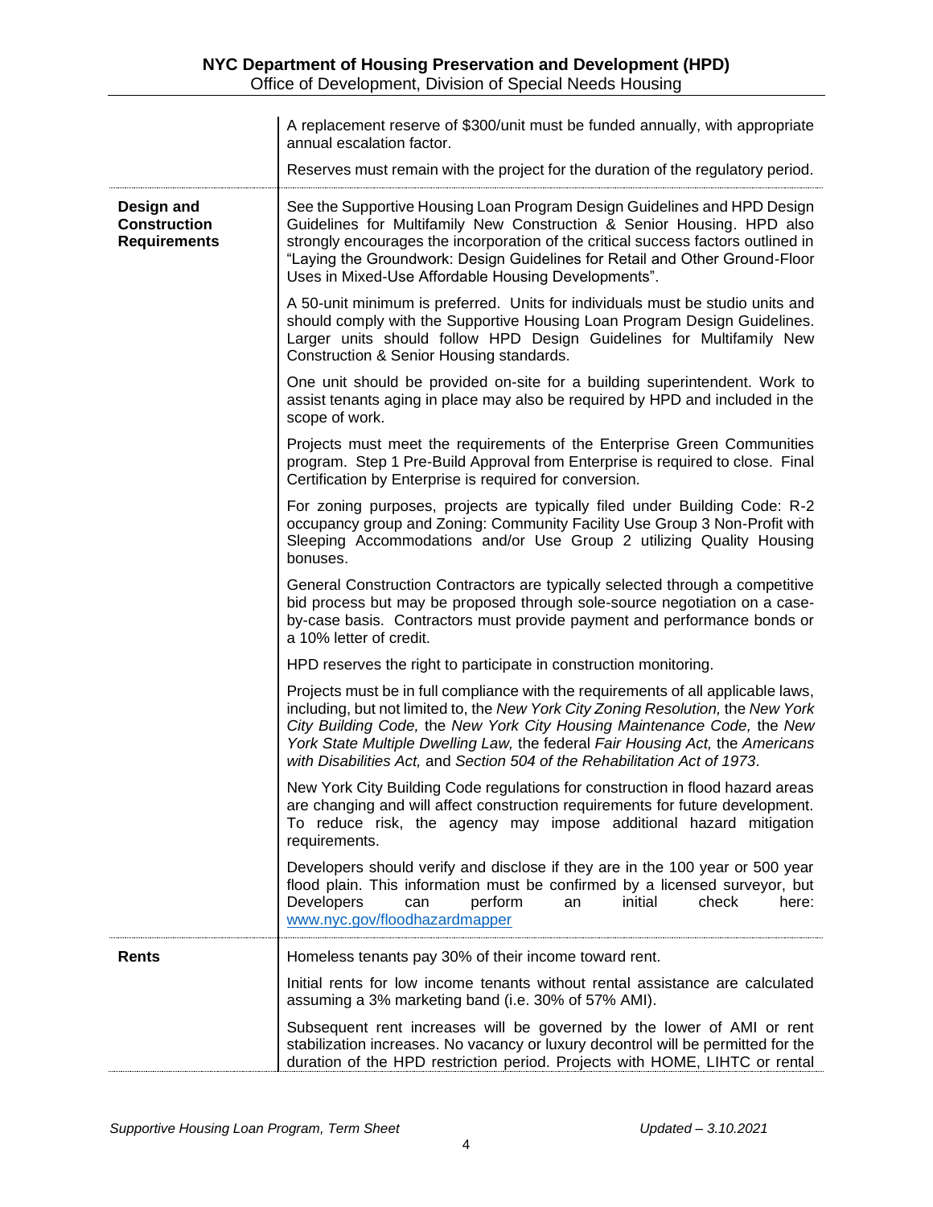| | |
|---|---|
| | A replacement reserve of $300/unit must be funded annually, with appropriate annual escalation factor.<br><br>Reserves must remain with the project for the duration of the regulatory period. |
| **Design and Construction Requirements** | See the Supportive Housing Loan Program Design Guidelines and HPD Design Guidelines for Multifamily New Construction & Senior Housing. HPD also strongly encourages the incorporation of the critical success factors outlined in "Laying the Groundwork: Design Guidelines for Retail and Other Ground-Floor Uses in Mixed-Use Affordable Housing Developments".<br><br>A 50-unit minimum is preferred. Units for individuals must be studio units and should comply with the Supportive Housing Loan Program Design Guidelines. Larger units should follow HPD Design Guidelines for Multifamily New Construction & Senior Housing standards.<br><br>One unit should be provided on-site for a building superintendent. Work to assist tenants aging in place may also be required by HPD and included in the scope of work.<br><br>Projects must meet the requirements of the Enterprise Green Communities program. Step 1 Pre-Build Approval from Enterprise is required to close. Final Certification by Enterprise is required for conversion.<br><br>For zoning purposes, projects are typically filed under Building Code: R-2 occupancy group and Zoning: Community Facility Use Group 3 Non-Profit with Sleeping Accommodations and/or Use Group 2 utilizing Quality Housing bonuses.<br><br>General Construction Contractors are typically selected through a competitive bid process but may be proposed through sole-source negotiation on a case-by-case basis. Contractors must provide payment and performance bonds or a 10% letter of credit.<br><br>HPD reserves the right to participate in construction monitoring.<br><br>Projects must be in full compliance with the requirements of all applicable laws, including, but not limited to, the *New York City Zoning Resolution,* the *New York City Building Code,* the *New York City Housing Maintenance Code,* the *New York State Multiple Dwelling Law,* the federal *Fair Housing Act,* the *Americans with Disabilities Act,* and *Section 504 of the Rehabilitation Act of 1973*.<br><br>New York City Building Code regulations for construction in flood hazard areas are changing and will affect construction requirements for future development. To reduce risk, the agency may impose additional hazard mitigation requirements.<br><br>Developers should verify and disclose if they are in the 100 year or 500 year flood plain. This information must be confirmed by a licensed surveyor, but Developers can perform an initial check here: www.nyc.gov/floodhazardmapper |
| **Rents** | Homeless tenants pay 30% of their income toward rent.<br><br>Initial rents for low income tenants without rental assistance are calculated assuming a 3% marketing band (i.e. 30% of 57% AMI).<br><br>Subsequent rent increases will be governed by the lower of AMI or rent stabilization increases. No vacancy or luxury decontrol will be permitted for the duration of the HPD restriction period. Projects with HOME, LIHTC or rental |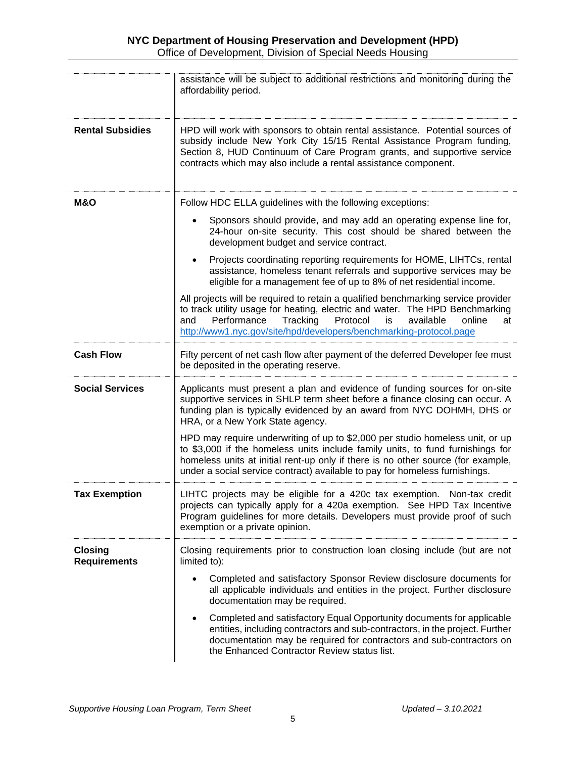| | |
|---|---|
| | assistance will be subject to additional restrictions and monitoring during the affordability period. |
| **Rental Subsidies** | HPD will work with sponsors to obtain rental assistance. Potential sources of subsidy include New York City 15/15 Rental Assistance Program funding, Section 8, HUD Continuum of Care Program grants, and supportive service contracts which may also include a rental assistance component. |
| **M&O** | Follow HDC ELLA guidelines with the following exceptions:<br>• Sponsors should provide, and may add an operating expense line for, 24-hour on-site security. This cost should be shared between the development budget and service contract.<br>• Projects coordinating reporting requirements for HOME, LIHTCs, rental assistance, homeless tenant referrals and supportive services may be eligible for a management fee of up to 8% of net residential income.<br>All projects will be required to retain a qualified benchmarking service provider to track utility usage for heating, electric and water. The HPD Benchmarking and Performance Tracking Protocol is available online at http://www1.nyc.gov/site/hpd/developers/benchmarking-protocol.page |
| **Cash Flow** | Fifty percent of net cash flow after payment of the deferred Developer fee must be deposited in the operating reserve. |
| **Social Services** | Applicants must present a plan and evidence of funding sources for on-site supportive services in SHLP term sheet before a finance closing can occur. A funding plan is typically evidenced by an award from NYC DOHMH, DHS or HRA, or a New York State agency.<br>HPD may require underwriting of up to $2,000 per studio homeless unit, or up to $3,000 if the homeless units include family units, to fund furnishings for homeless units at initial rent-up only if there is no other source (for example, under a social service contract) available to pay for homeless furnishings. |
| **Tax Exemption** | LIHTC projects may be eligible for a 420c tax exemption. Non-tax credit projects can typically apply for a 420a exemption. See HPD Tax Incentive Program guidelines for more details. Developers must provide proof of such exemption or a private opinion. |
| **Closing Requirements** | Closing requirements prior to construction loan closing include (but are not limited to):<br>• Completed and satisfactory Sponsor Review disclosure documents for all applicable individuals and entities in the project. Further disclosure documentation may be required.<br>• Completed and satisfactory Equal Opportunity documents for applicable entities, including contractors and sub-contractors, in the project. Further documentation may be required for contractors and sub-contractors on the Enhanced Contractor Review status list. |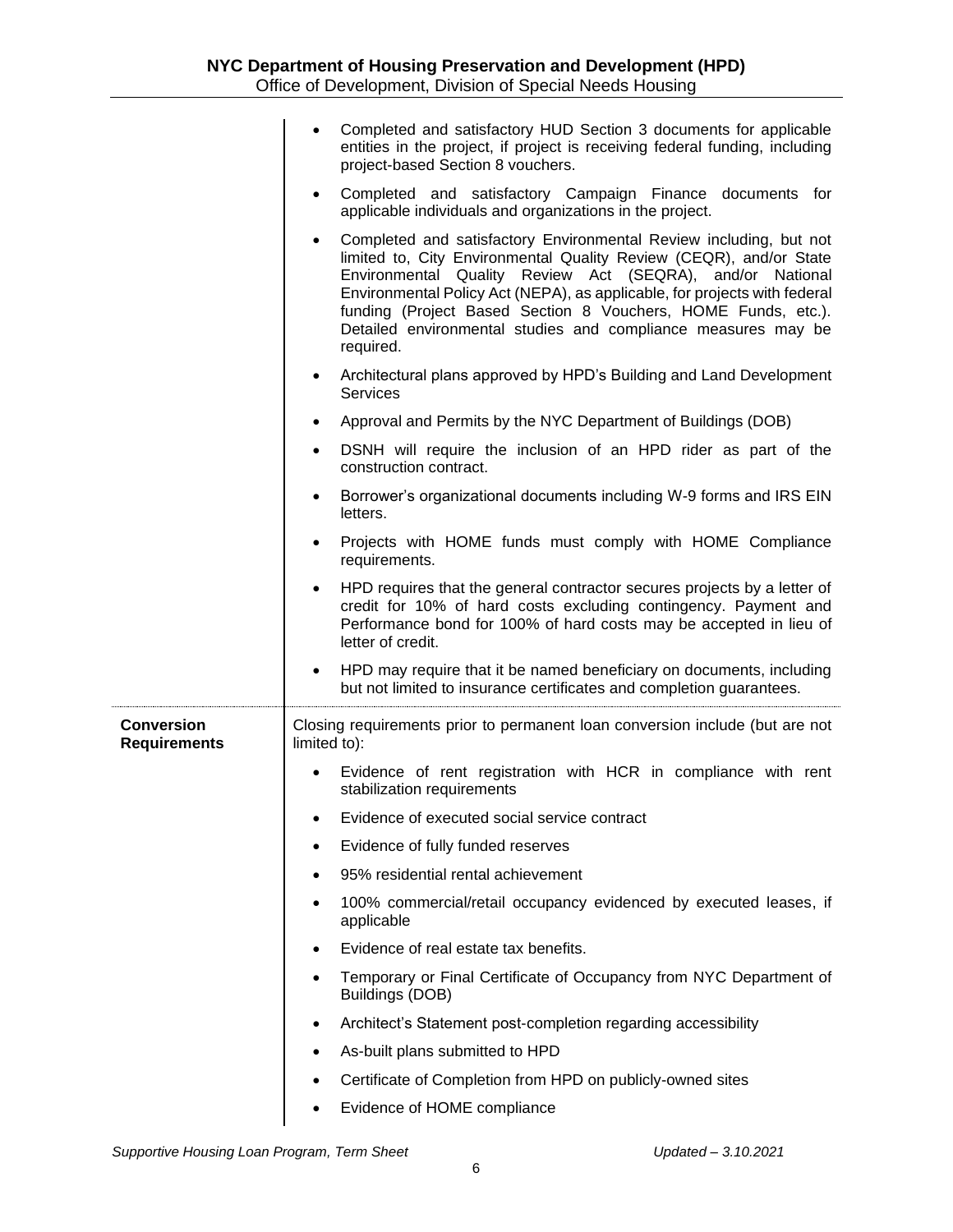| | |
|---|---|
| | • Completed and satisfactory HUD Section 3 documents for applicable entities in the project, if project is receiving federal funding, including project-based Section 8 vouchers.<br>• Completed and satisfactory Campaign Finance documents for applicable individuals and organizations in the project.<br>• Completed and satisfactory Environmental Review including, but not limited to, City Environmental Quality Review (CEQR), and/or State Environmental Quality Review Act (SEQRA), and/or National Environmental Policy Act (NEPA), as applicable, for projects with federal funding (Project Based Section 8 Vouchers, HOME Funds, etc.). Detailed environmental studies and compliance measures may be required.<br>• Architectural plans approved by HPD's Building and Land Development Services<br>• Approval and Permits by the NYC Department of Buildings (DOB)<br>• DSNH will require the inclusion of an HPD rider as part of the construction contract.<br>• Borrower's organizational documents including W-9 forms and IRS EIN letters.<br>• Projects with HOME funds must comply with HOME Compliance requirements.<br>• HPD requires that the general contractor secures projects by a letter of credit for 10% of hard costs excluding contingency. Payment and Performance bond for 100% of hard costs may be accepted in lieu of letter of credit.<br>• HPD may require that it be named beneficiary on documents, including but not limited to insurance certificates and completion guarantees. |
| **Conversion Requirements** | Closing requirements prior to permanent loan conversion include (but are not limited to):<br>• Evidence of rent registration with HCR in compliance with rent stabilization requirements<br>• Evidence of executed social service contract<br>• Evidence of fully funded reserves<br>• 95% residential rental achievement<br>• 100% commercial/retail occupancy evidenced by executed leases, if applicable<br>• Evidence of real estate tax benefits.<br>• Temporary or Final Certificate of Occupancy from NYC Department of Buildings (DOB)<br>• Architect's Statement post-completion regarding accessibility<br>• As-built plans submitted to HPD<br>• Certificate of Completion from HPD on publicly-owned sites<br>• Evidence of HOME compliance |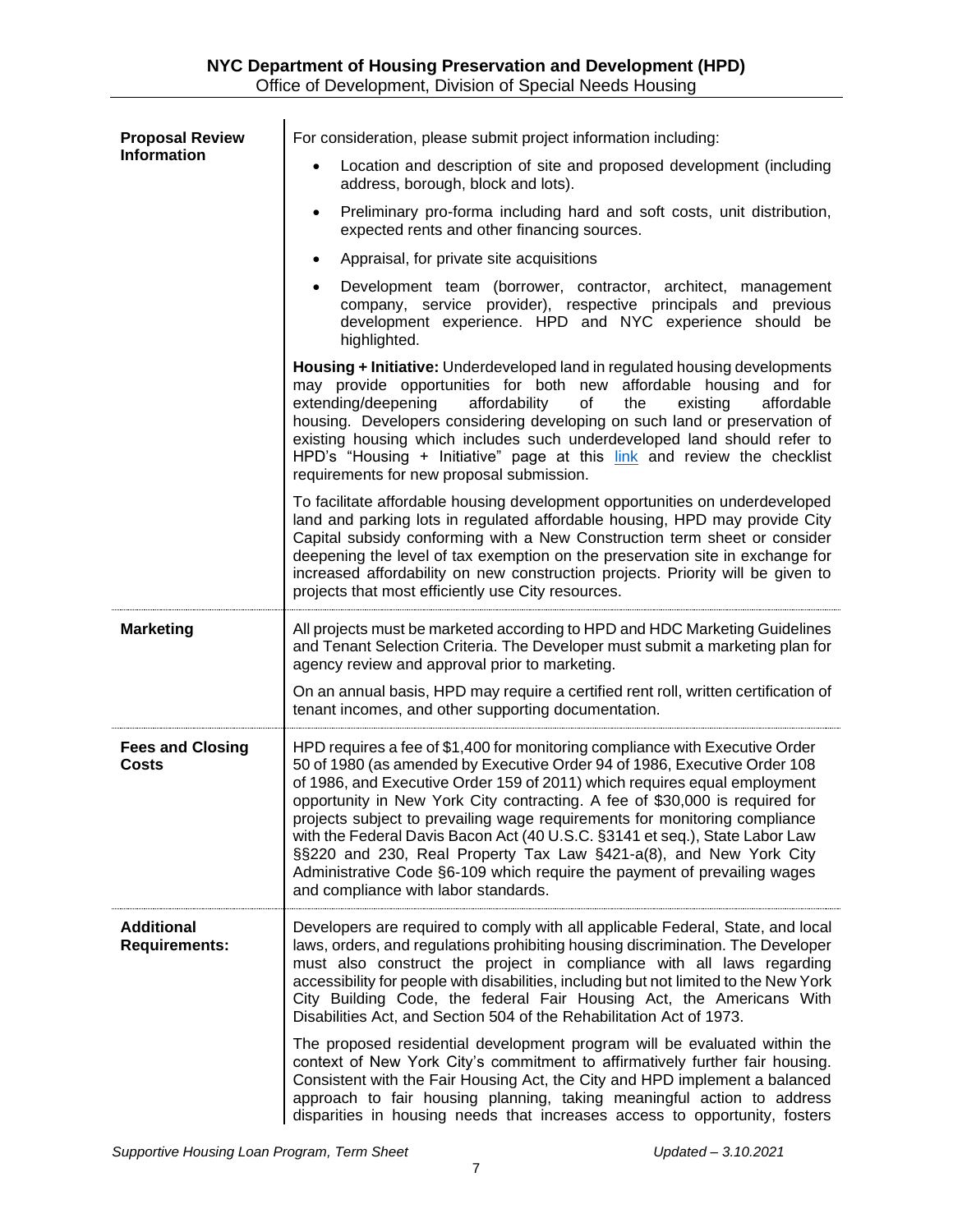| | |
|---|---|
| **Proposal Review Information** | For consideration, please submit project information including:<br>• Location and description of site and proposed development (including address, borough, block and lots).<br>• Preliminary pro-forma including hard and soft costs, unit distribution, expected rents and other financing sources.<br>• Appraisal, for private site acquisitions<br>• Development team (borrower, contractor, architect, management company, service provider), respective principals and previous development experience. HPD and NYC experience should be highlighted.<br>**Housing + Initiative:** Underdeveloped land in regulated housing developments may provide opportunities for both new affordable housing and for extending/deepening affordability of the existing affordable housing. Developers considering developing on such land or preservation of existing housing which includes such underdeveloped land should refer to HPD's "Housing + Initiative" page at this link and review the checklist requirements for new proposal submission.<br>To facilitate affordable housing development opportunities on underdeveloped land and parking lots in regulated affordable housing, HPD may provide City Capital subsidy conforming with a New Construction term sheet or consider deepening the level of tax exemption on the preservation site in exchange for increased affordability on new construction projects. Priority will be given to projects that most efficiently use City resources. |
| **Marketing** | All projects must be marketed according to HPD and HDC Marketing Guidelines and Tenant Selection Criteria. The Developer must submit a marketing plan for agency review and approval prior to marketing.<br>On an annual basis, HPD may require a certified rent roll, written certification of tenant incomes, and other supporting documentation. |
| **Fees and Closing Costs** | HPD requires a fee of $1,400 for monitoring compliance with Executive Order 50 of 1980 (as amended by Executive Order 94 of 1986, Executive Order 108 of 1986, and Executive Order 159 of 2011) which requires equal employment opportunity in New York City contracting. A fee of $30,000 is required for projects subject to prevailing wage requirements for monitoring compliance with the Federal Davis Bacon Act (40 U.S.C. §3141 et seq.), State Labor Law §§220 and 230, Real Property Tax Law §421-a(8), and New York City Administrative Code §6-109 which require the payment of prevailing wages and compliance with labor standards. |
| **Additional Requirements:** | Developers are required to comply with all applicable Federal, State, and local laws, orders, and regulations prohibiting housing discrimination. The Developer must also construct the project in compliance with all laws regarding accessibility for people with disabilities, including but not limited to the New York City Building Code, the federal Fair Housing Act, the Americans With Disabilities Act, and Section 504 of the Rehabilitation Act of 1973.<br>The proposed residential development program will be evaluated within the context of New York City's commitment to affirmatively further fair housing. Consistent with the Fair Housing Act, the City and HPD implement a balanced approach to fair housing planning, taking meaningful action to address disparities in housing needs that increases access to opportunity, fosters |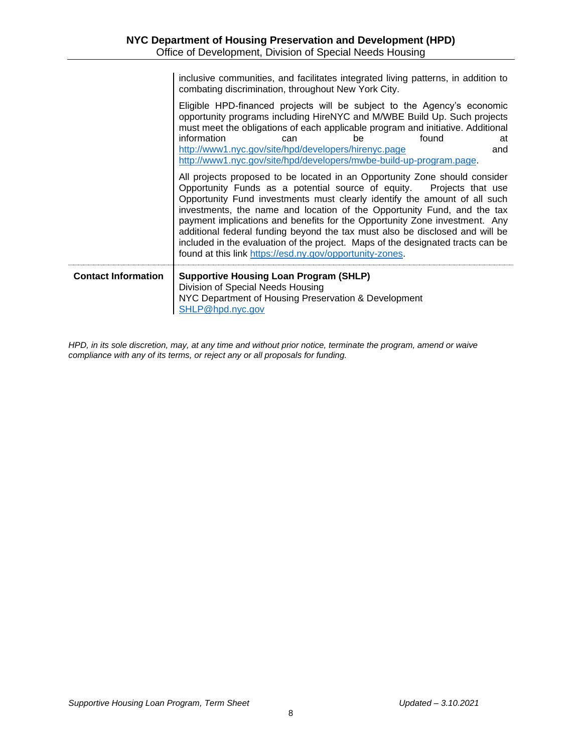| | |
|---|---|
| | inclusive communities, and facilitates integrated living patterns, in addition to combating discrimination, throughout New York City.<br><br>Eligible HPD-financed projects will be subject to the Agency's economic opportunity programs including HireNYC and M/WBE Build Up. Such projects must meet the obligations of each applicable program and initiative. Additional information can be found at http://www1.nyc.gov/site/hpd/developers/hirenyc.page and http://www1.nyc.gov/site/hpd/developers/mwbe-build-up-program.page.<br><br>All projects proposed to be located in an Opportunity Zone should consider Opportunity Funds as a potential source of equity. Projects that use Opportunity Fund investments must clearly identify the amount of all such investments, the name and location of the Opportunity Fund, and the tax payment implications and benefits for the Opportunity Zone investment. Any additional federal funding beyond the tax must also be disclosed and will be included in the evaluation of the project. Maps of the designated tracts can be found at this link https://esd.ny.gov/opportunity-zones. |
| **Contact Information** | **Supportive Housing Loan Program (SHLP)**<br>Division of Special Needs Housing<br>NYC Department of Housing Preservation & Development<br>SHLP@hpd.nyc.gov |

*HPD, in its sole discretion, may, at any time and without prior notice, terminate the program, amend or waive compliance with any of its terms, or reject any or all proposals for funding.*